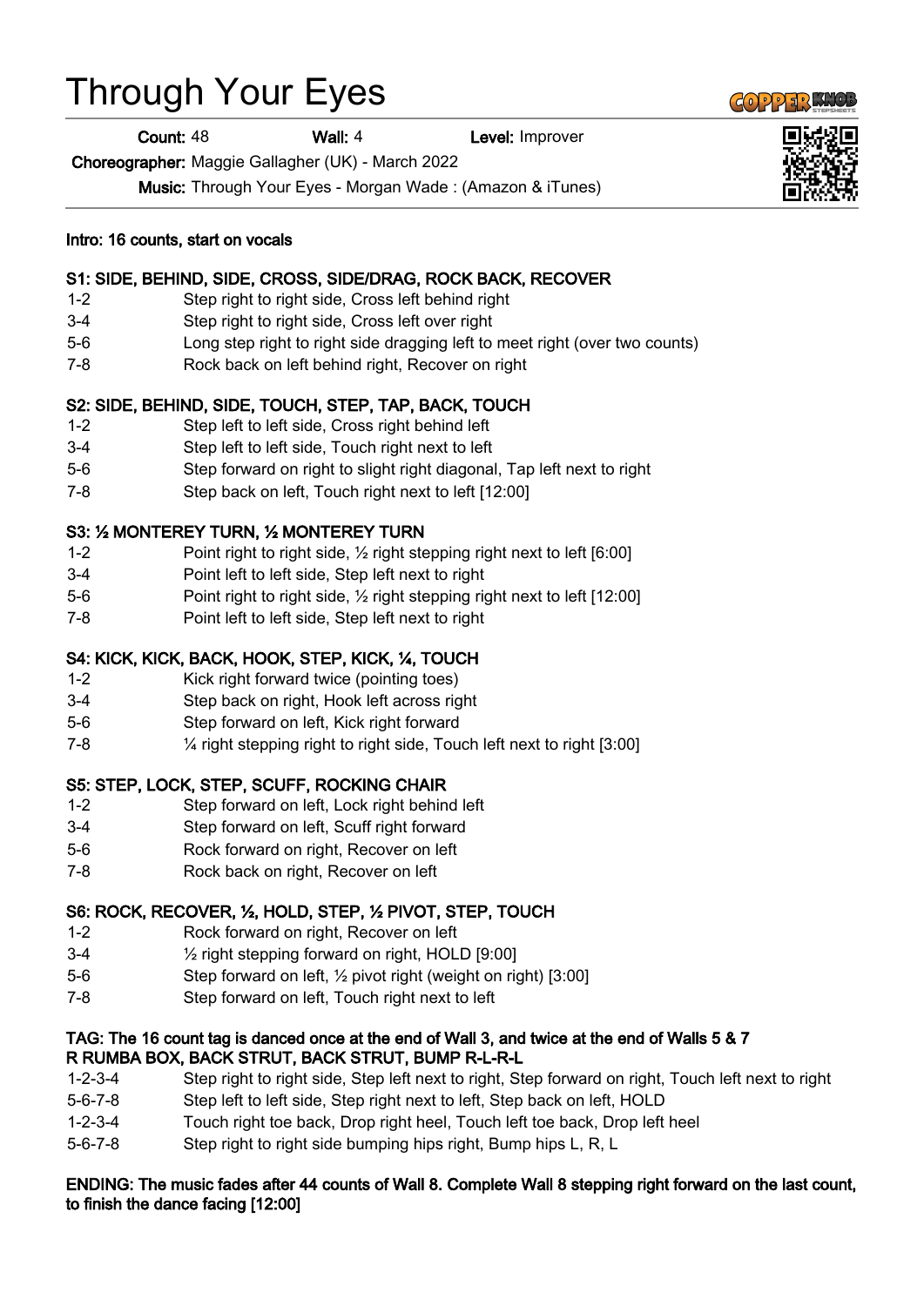# Through Your Eyes

**Count:** 48 **Wall:** 4 **Level:** Improver

**Choreographer:** Maggie Gallagher (UK) - March 2022

**Music:** Through Your Eyes - Morgan Wade : (Amazon & iTunes)

**Intro: 16 counts, start on vocals**

**S1: SIDE, BEHIND, SIDE, CROSS, SIDE/DRAG, ROCK BACK, RECOVER**

| | |
|---|---|
| 1-2 | Step right to right side, Cross left behind right |
| 3-4 | Step right to right side, Cross left over right |
| 5-6 | Long step right to right side dragging left to meet right (over two counts) |
| 7-8 | Rock back on left behind right, Recover on right |

**S2: SIDE, BEHIND, SIDE, TOUCH, STEP, TAP, BACK, TOUCH**

| | |
|---|---|
| 1-2 | Step left to left side, Cross right behind left |
| 3-4 | Step left to left side, Touch right next to left |
| 5-6 | Step forward on right to slight right diagonal, Tap left next to right |
| 7-8 | Step back on left, Touch right next to left [12:00] |

**S3: ½ MONTEREY TURN, ½ MONTEREY TURN**

| | |
|---|---|
| 1-2 | Point right to right side, ½ right stepping right next to left [6:00] |
| 3-4 | Point left to left side, Step left next to right |
| 5-6 | Point right to right side, ½ right stepping right next to left [12:00] |
| 7-8 | Point left to left side, Step left next to right |

**S4: KICK, KICK, BACK, HOOK, STEP, KICK, ¼, TOUCH**

| | |
|---|---|
| 1-2 | Kick right forward twice (pointing toes) |
| 3-4 | Step back on right, Hook left across right |
| 5-6 | Step forward on left, Kick right forward |
| 7-8 | ¼ right stepping right to right side, Touch left next to right [3:00] |

**S5: STEP, LOCK, STEP, SCUFF, ROCKING CHAIR**

| | |
|---|---|
| 1-2 | Step forward on left, Lock right behind left |
| 3-4 | Step forward on left, Scuff right forward |
| 5-6 | Rock forward on right, Recover on left |
| 7-8 | Rock back on right, Recover on left |

**S6: ROCK, RECOVER, ½, HOLD, STEP, ½ PIVOT, STEP, TOUCH**

| | |
|---|---|
| 1-2 | Rock forward on right, Recover on left |
| 3-4 | ½ right stepping forward on right, HOLD [9:00] |
| 5-6 | Step forward on left, ½ pivot right (weight on right) [3:00] |
| 7-8 | Step forward on left, Touch right next to left |

**TAG: The 16 count tag is danced once at the end of Wall 3, and twice at the end of Walls 5 & 7**
**R RUMBA BOX, BACK STRUT, BACK STRUT, BUMP R-L-R-L**

| | |
|---|---|
| 1-2-3-4 | Step right to right side, Step left next to right, Step forward on right, Touch left next to right |
| 5-6-7-8 | Step left to left side, Step right next to left, Step back on left, HOLD |
| 1-2-3-4 | Touch right toe back, Drop right heel, Touch left toe back, Drop left heel |
| 5-6-7-8 | Step right to right side bumping hips right, Bump hips L, R, L |

**ENDING: The music fades after 44 counts of Wall 8. Complete Wall 8 stepping right forward on the last count, to finish the dance facing [12:00]**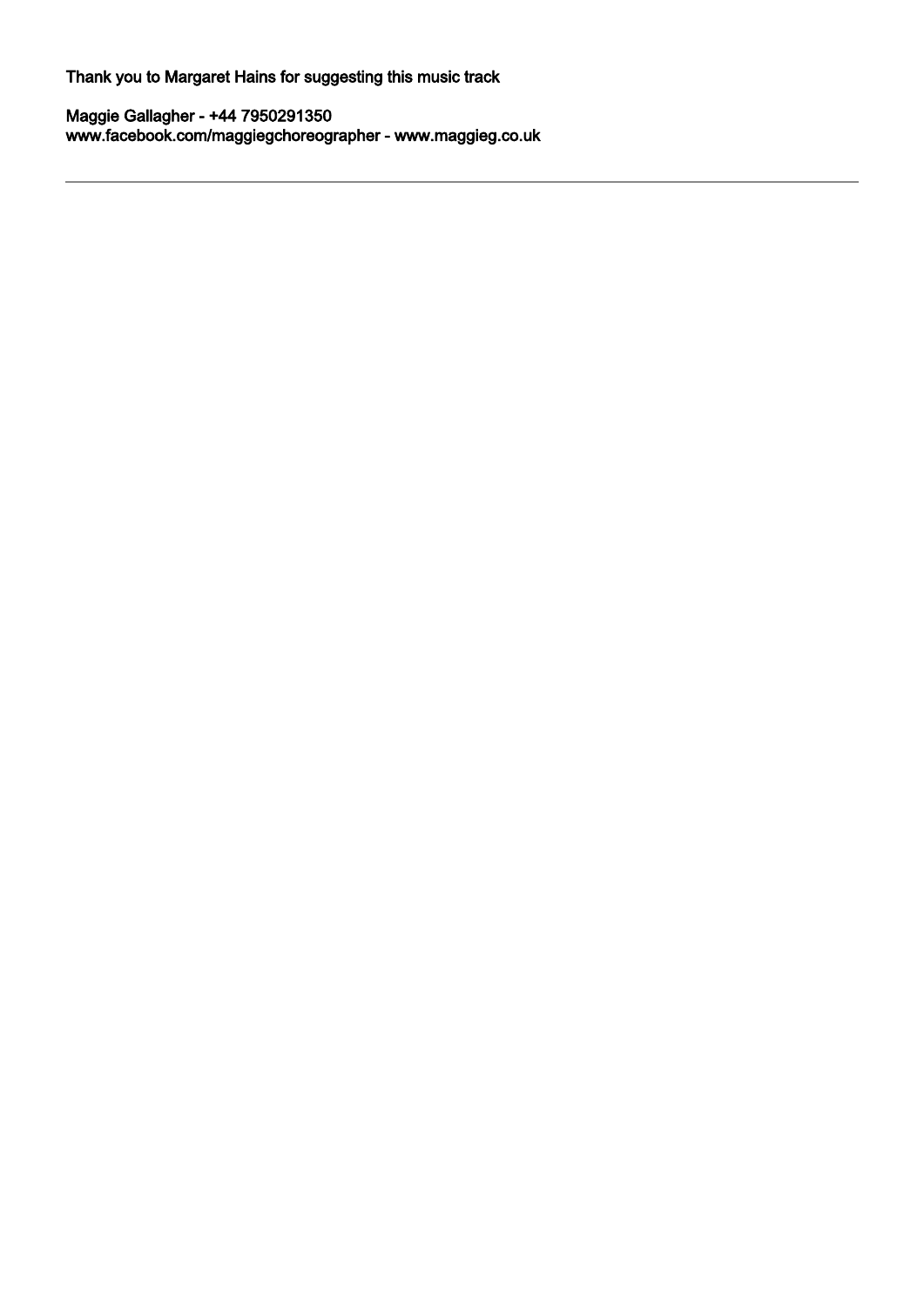Thank you to Margaret Hains for suggesting this music track

Maggie Gallagher - +44 7950291350
www.facebook.com/maggiegchoreographer - www.maggieg.co.uk

---